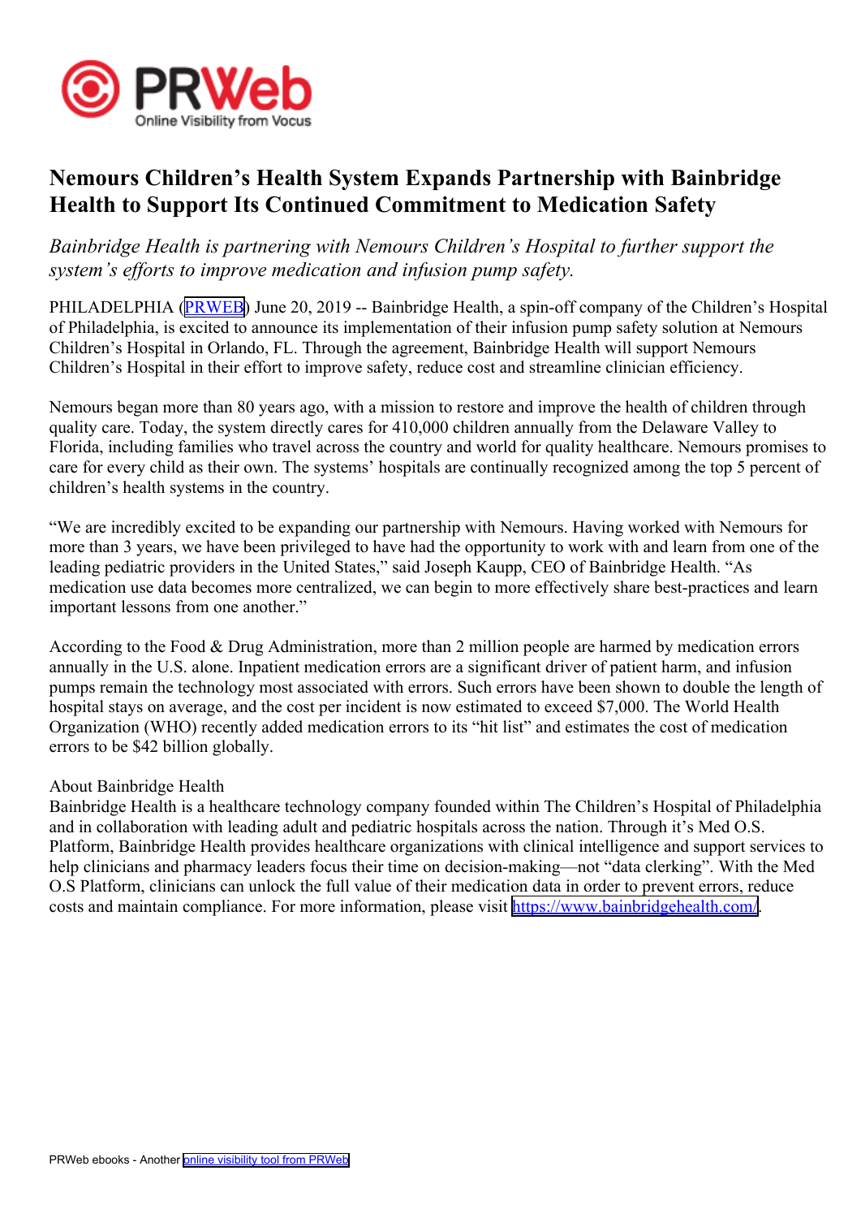# Nemours Children's Health System Expands Partnership with Bainbridge Health to Support Its Continued Commitment to Medication Safety

*Bainbridge Health is partnering with Nemours Children's Hospital to further support the system's efforts to improve medication and infusion pump safety.*

PHILADELPHIA (PRWEB) June 20, 2019 -- Bainbridge Health, a spin-off company of the Children's Hospital of Philadelphia, is excited to announce its implementation of their infusion pump safety solution at Nemours Children's Hospital in Orlando, FL. Through the agreement, Bainbridge Health will support Nemours Children's Hospital in their effort to improve safety, reduce cost and streamline clinician efficiency.

Nemours began more than 80 years ago, with a mission to restore and improve the health of children through quality care. Today, the system directly cares for 410,000 children annually from the Delaware Valley to Florida, including families who travel across the country and world for quality healthcare. Nemours promises to care for every child as their own. The systems' hospitals are continually recognized among the top 5 percent of children's health systems in the country.

"We are incredibly excited to be expanding our partnership with Nemours. Having worked with Nemours for more than 3 years, we have been privileged to have had the opportunity to work with and learn from one of the leading pediatric providers in the United States," said Joseph Kaupp, CEO of Bainbridge Health. "As medication use data becomes more centralized, we can begin to more effectively share best-practices and learn important lessons from one another."

According to the Food & Drug Administration, more than 2 million people are harmed by medication errors annually in the U.S. alone. Inpatient medication errors are a significant driver of patient harm, and infusion pumps remain the technology most associated with errors. Such errors have been shown to double the length of hospital stays on average, and the cost per incident is now estimated to exceed $7,000. The World Health Organization (WHO) recently added medication errors to its "hit list" and estimates the cost of medication errors to be $42 billion globally.

About Bainbridge Health
Bainbridge Health is a healthcare technology company founded within The Children's Hospital of Philadelphia and in collaboration with leading adult and pediatric hospitals across the nation. Through it's Med O.S. Platform, Bainbridge Health provides healthcare organizations with clinical intelligence and support services to help clinicians and pharmacy leaders focus their time on decision-making—not "data clerking". With the Med O.S Platform, clinicians can unlock the full value of their medication data in order to prevent errors, reduce costs and maintain compliance. For more information, please visit https://www.bainbridgehealth.com/.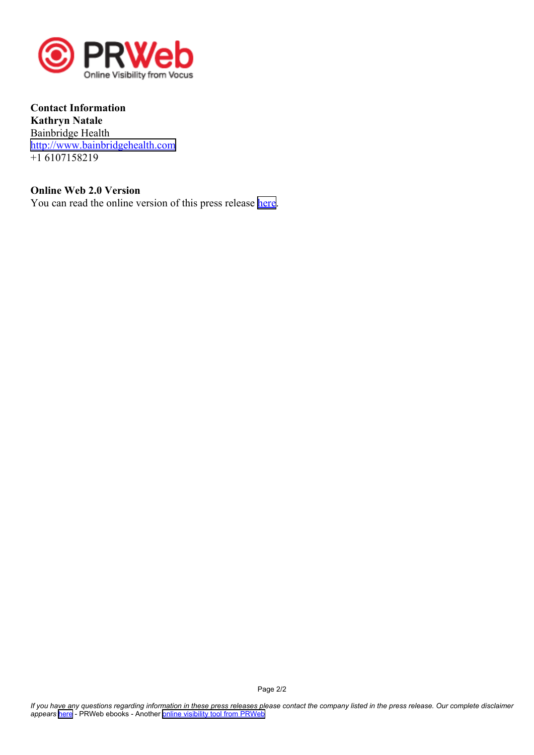**Contact Information**
**Kathryn Natale**
Bainbridge Health
http://www.bainbridgehealth.com
+1 6107158219

**Online Web 2.0 Version**
You can read the online version of this press release here.

*If you have any questions regarding information in these press releases please contact the company listed in the press release. Our complete disclaimer appears here* - PRWeb ebooks - Another online visibility tool from PRWeb